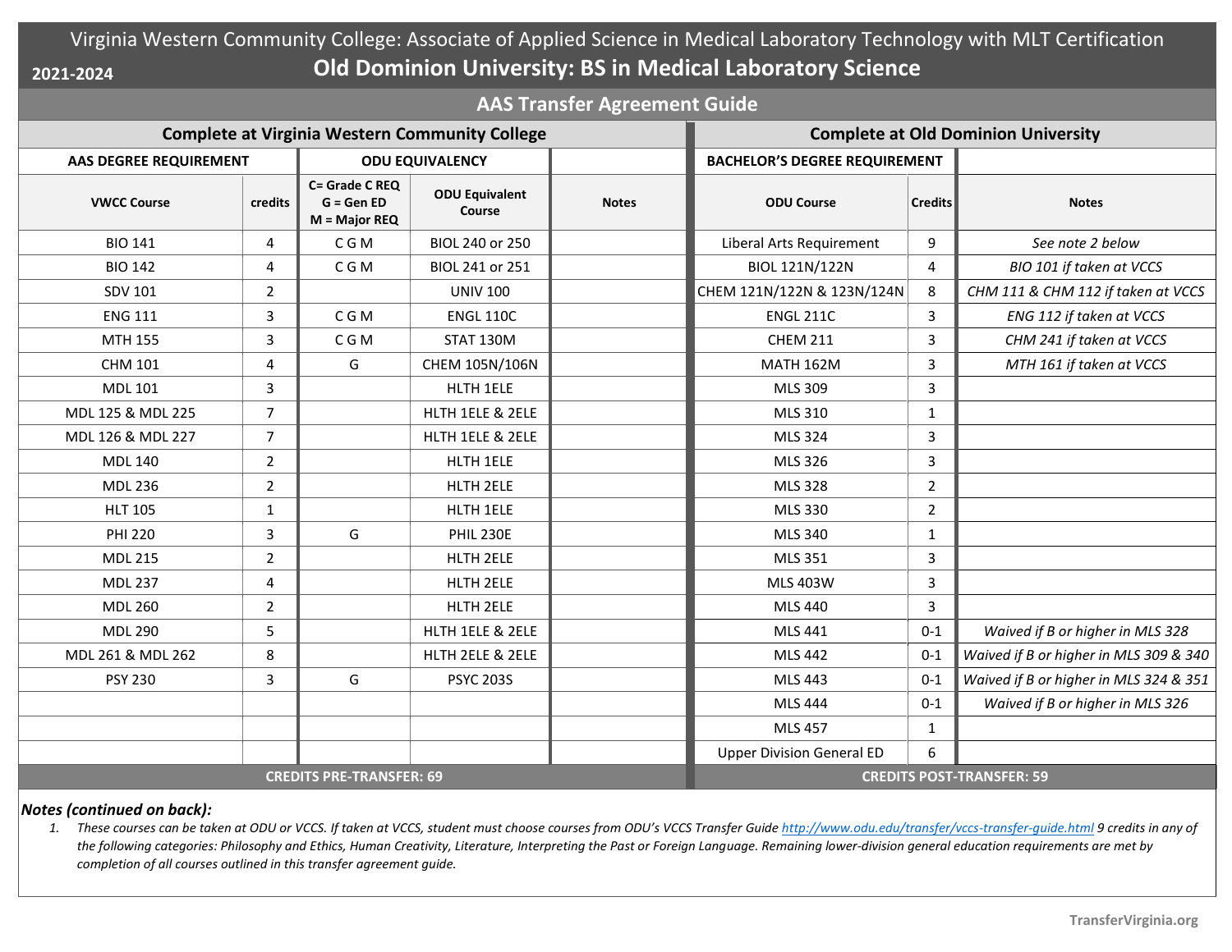# Virginia Western Community College: Associate of Applied Science in Medical Laboratory Technology with MLT Certification

## Old Dominion University: BS in Medical Laboratory Science

**2021-2024**

### AAS Transfer Agreement Guide

| Complete at Virginia Western Community College | | | | | Complete at Old Dominion University | | |
|---|---|---|---|---|---|---|---|
| **AAS DEGREE REQUIREMENT** | | **ODU EQUIVALENCY** | | | **BACHELOR'S DEGREE REQUIREMENT** | | |
| **VWCC Course** | **credits** | **C= Grade C REQ G = Gen ED M = Major REQ** | **ODU Equivalent Course** | **Notes** | **ODU Course** | **Credits** | **Notes** |
| BIO 141 | 4 | C G M | BIOL 240 or 250 | | Liberal Arts Requirement | 9 | *See note 2 below* |
| BIO 142 | 4 | C G M | BIOL 241 or 251 | | BIOL 121N/122N | 4 | *BIO 101 if taken at VCCS* |
| SDV 101 | 2 | | UNIV 100 | | CHEM 121N/122N & 123N/124N | 8 | *CHM 111 & CHM 112 if taken at VCCS* |
| ENG 111 | 3 | C G M | ENGL 110C | | ENGL 211C | 3 | *ENG 112 if taken at VCCS* |
| MTH 155 | 3 | C G M | STAT 130M | | CHEM 211 | 3 | *CHM 241 if taken at VCCS* |
| CHM 101 | 4 | G | CHEM 105N/106N | | MATH 162M | 3 | *MTH 161 if taken at VCCS* |
| MDL 101 | 3 | | HLTH 1ELE | | MLS 309 | 3 | |
| MDL 125 & MDL 225 | 7 | | HLTH 1ELE & 2ELE | | MLS 310 | 1 | |
| MDL 126 & MDL 227 | 7 | | HLTH 1ELE & 2ELE | | MLS 324 | 3 | |
| MDL 140 | 2 | | HLTH 1ELE | | MLS 326 | 3 | |
| MDL 236 | 2 | | HLTH 2ELE | | MLS 328 | 2 | |
| HLT 105 | 1 | | HLTH 1ELE | | MLS 330 | 2 | |
| PHI 220 | 3 | G | PHIL 230E | | MLS 340 | 1 | |
| MDL 215 | 2 | | HLTH 2ELE | | MLS 351 | 3 | |
| MDL 237 | 4 | | HLTH 2ELE | | MLS 403W | 3 | |
| MDL 260 | 2 | | HLTH 2ELE | | MLS 440 | 3 | |
| MDL 290 | 5 | | HLTH 1ELE & 2ELE | | MLS 441 | 0-1 | *Waived if B or higher in MLS 328* |
| MDL 261 & MDL 262 | 8 | | HLTH 2ELE & 2ELE | | MLS 442 | 0-1 | *Waived if B or higher in MLS 309 & 340* |
| PSY 230 | 3 | G | PSYC 203S | | MLS 443 | 0-1 | *Waived if B or higher in MLS 324 & 351* |
| | | | | | MLS 444 | 0-1 | *Waived if B or higher in MLS 326* |
| | | | | | MLS 457 | 1 | |
| | | | | | Upper Division General ED | 6 | |
| **CREDITS PRE-TRANSFER: 69** | | | | | **CREDITS POST-TRANSFER: 59** | | |

***Notes (continued on back):***

1. *These courses can be taken at ODU or VCCS. If taken at VCCS, student must choose courses from ODU's VCCS Transfer Guide http://www.odu.edu/transfer/vccs-transfer-guide.html 9 credits in any of the following categories: Philosophy and Ethics, Human Creativity, Literature, Interpreting the Past or Foreign Language. Remaining lower-division general education requirements are met by completion of all courses outlined in this transfer agreement guide.*

TransferVirginia.org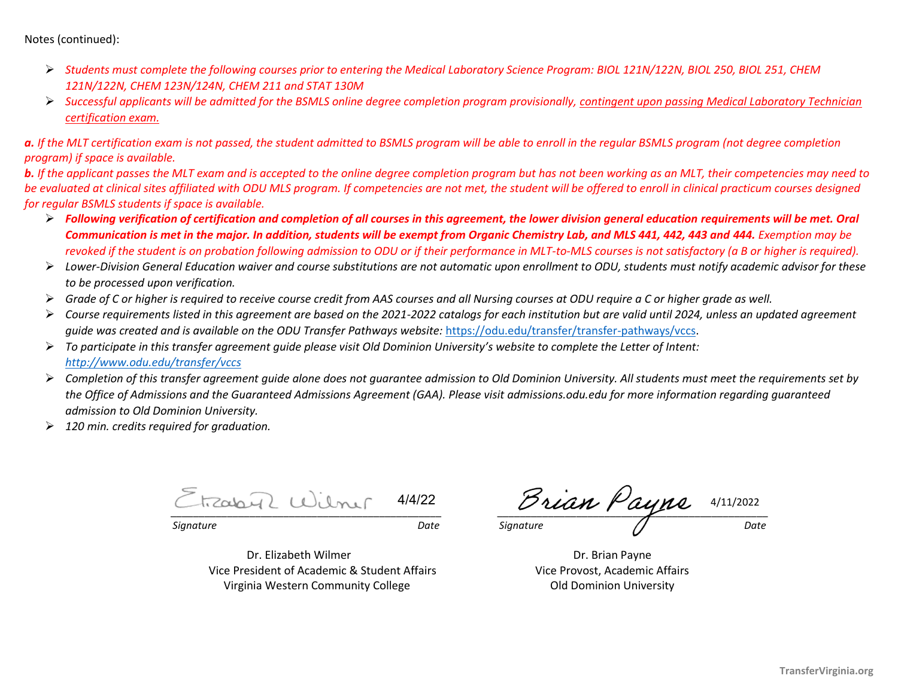Notes (continued):

- *Students must complete the following courses prior to entering the Medical Laboratory Science Program: BIOL 121N/122N, BIOL 250, BIOL 251, CHEM 121N/122N, CHEM 123N/124N, CHEM 211 and STAT 130M*
- *Successful applicants will be admitted for the BSMLS online degree completion program provisionally, contingent upon passing Medical Laboratory Technician certification exam.*

***a.*** *If the MLT certification exam is not passed, the student admitted to BSMLS program will be able to enroll in the regular BSMLS program (not degree completion program) if space is available.*

***b.*** *If the applicant passes the MLT exam and is accepted to the online degree completion program but has not been working as an MLT, their competencies may need to be evaluated at clinical sites affiliated with ODU MLS program. If competencies are not met, the student will be offered to enroll in clinical practicum courses designed for regular BSMLS students if space is available.*

- ***Following verification of certification and completion of all courses in this agreement, the lower division general education requirements will be met. Oral Communication is met in the major. In addition, students will be exempt from Organic Chemistry Lab, and MLS 441, 442, 443 and 444.*** *Exemption may be revoked if the student is on probation following admission to ODU or if their performance in MLT-to-MLS courses is not satisfactory (a B or higher is required).*
- *Lower-Division General Education waiver and course substitutions are not automatic upon enrollment to ODU, students must notify academic advisor for these to be processed upon verification.*
- *Grade of C or higher is required to receive course credit from AAS courses and all Nursing courses at ODU require a C or higher grade as well.*
- *Course requirements listed in this agreement are based on the 2021-2022 catalogs for each institution but are valid until 2024, unless an updated agreement guide was created and is available on the ODU Transfer Pathways website:* https://odu.edu/transfer/transfer-pathways/vccs.
- *To participate in this transfer agreement guide please visit Old Dominion University's website to complete the Letter of Intent:* *http://www.odu.edu/transfer/vccs*
- *Completion of this transfer agreement guide alone does not guarantee admission to Old Dominion University. All students must meet the requirements set by the Office of Admissions and the Guaranteed Admissions Agreement (GAA). Please visit admissions.odu.edu for more information regarding guaranteed admission to Old Dominion University.*
- *120 min. credits required for graduation.*

Elizabeth Wilmer 4/4/22
*Signature* *Date*

Dr. Elizabeth Wilmer
Vice President of Academic & Student Affairs
Virginia Western Community College

Brian Payne 4/11/2022
*Signature* *Date*

Dr. Brian Payne
Vice Provost, Academic Affairs
Old Dominion University

TransferVirginia.org